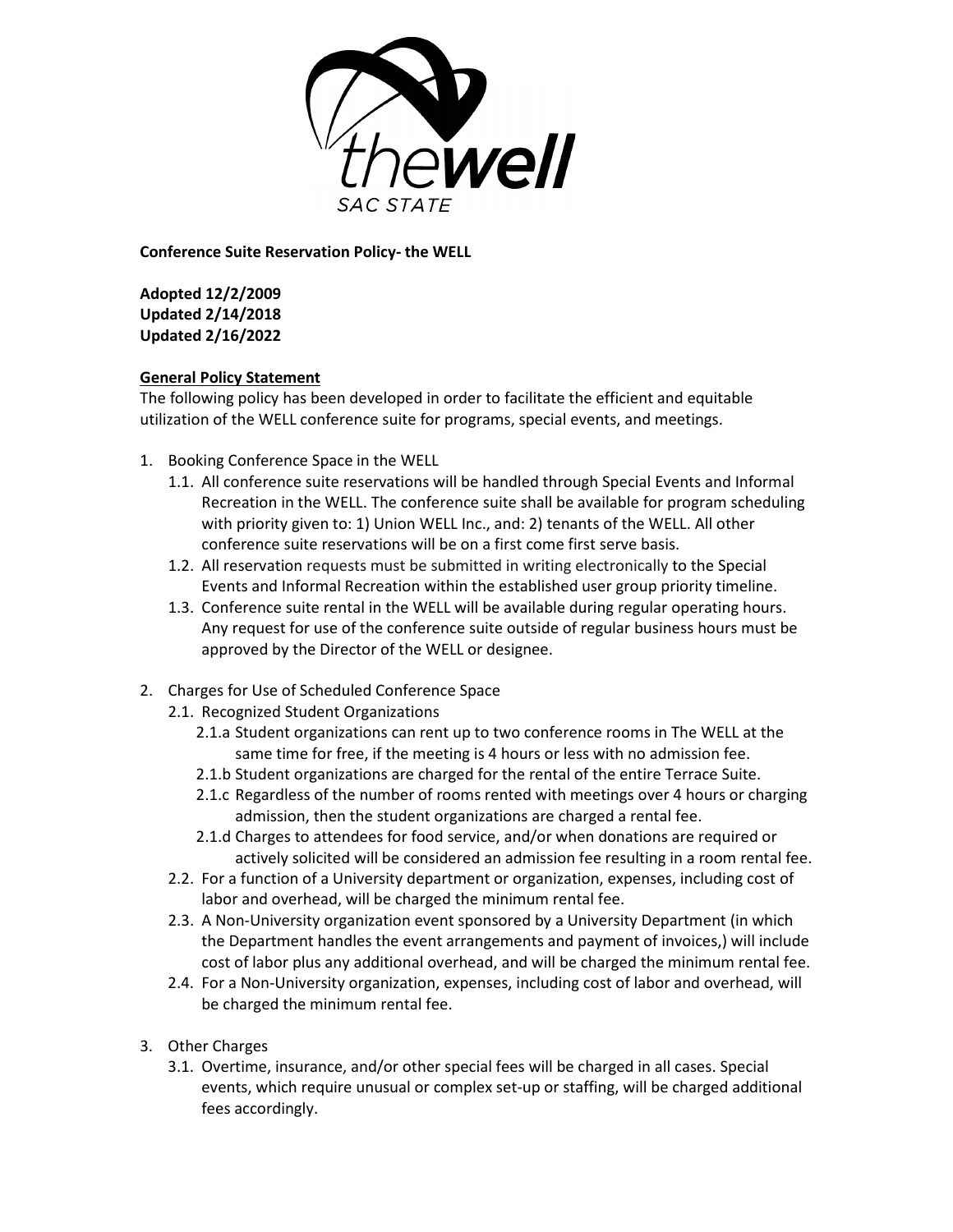**Conference Suite Reservation Policy- the WELL**

**Adopted 12/2/2009**
**Updated 2/14/2018**
**Updated 2/16/2022**

**General Policy Statement**

The following policy has been developed in order to facilitate the efficient and equitable utilization of the WELL conference suite for programs, special events, and meetings.

1. Booking Conference Space in the WELL
   1.1. All conference suite reservations will be handled through Special Events and Informal Recreation in the WELL. The conference suite shall be available for program scheduling with priority given to: 1) Union WELL Inc., and: 2) tenants of the WELL. All other conference suite reservations will be on a first come first serve basis.
   1.2. All reservation requests must be submitted in writing electronically to the Special Events and Informal Recreation within the established user group priority timeline.
   1.3. Conference suite rental in the WELL will be available during regular operating hours. Any request for use of the conference suite outside of regular business hours must be approved by the Director of the WELL or designee.

2. Charges for Use of Scheduled Conference Space
   2.1. Recognized Student Organizations
      2.1.a Student organizations can rent up to two conference rooms in The WELL at the same time for free, if the meeting is 4 hours or less with no admission fee.
      2.1.b Student organizations are charged for the rental of the entire Terrace Suite.
      2.1.c Regardless of the number of rooms rented with meetings over 4 hours or charging admission, then the student organizations are charged a rental fee.
      2.1.d Charges to attendees for food service, and/or when donations are required or actively solicited will be considered an admission fee resulting in a room rental fee.
   2.2. For a function of a University department or organization, expenses, including cost of labor and overhead, will be charged the minimum rental fee.
   2.3. A Non-University organization event sponsored by a University Department (in which the Department handles the event arrangements and payment of invoices,) will include cost of labor plus any additional overhead, and will be charged the minimum rental fee.
   2.4. For a Non-University organization, expenses, including cost of labor and overhead, will be charged the minimum rental fee.

3. Other Charges
   3.1. Overtime, insurance, and/or other special fees will be charged in all cases. Special events, which require unusual or complex set-up or staffing, will be charged additional fees accordingly.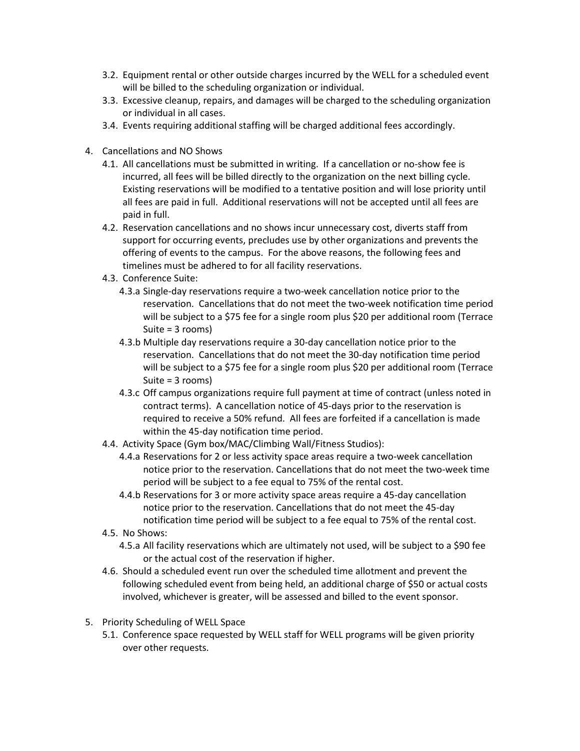3.2. Equipment rental or other outside charges incurred by the WELL for a scheduled event will be billed to the scheduling organization or individual.

3.3. Excessive cleanup, repairs, and damages will be charged to the scheduling organization or individual in all cases.

3.4. Events requiring additional staffing will be charged additional fees accordingly.

4. Cancellations and NO Shows

4.1. All cancellations must be submitted in writing. If a cancellation or no-show fee is incurred, all fees will be billed directly to the organization on the next billing cycle. Existing reservations will be modified to a tentative position and will lose priority until all fees are paid in full. Additional reservations will not be accepted until all fees are paid in full.

4.2. Reservation cancellations and no shows incur unnecessary cost, diverts staff from support for occurring events, precludes use by other organizations and prevents the offering of events to the campus. For the above reasons, the following fees and timelines must be adhered to for all facility reservations.

4.3. Conference Suite:

4.3.a Single-day reservations require a two-week cancellation notice prior to the reservation. Cancellations that do not meet the two-week notification time period will be subject to a $75 fee for a single room plus $20 per additional room (Terrace Suite = 3 rooms)

4.3.b Multiple day reservations require a 30-day cancellation notice prior to the reservation. Cancellations that do not meet the 30-day notification time period will be subject to a $75 fee for a single room plus $20 per additional room (Terrace Suite = 3 rooms)

4.3.c Off campus organizations require full payment at time of contract (unless noted in contract terms). A cancellation notice of 45-days prior to the reservation is required to receive a 50% refund. All fees are forfeited if a cancellation is made within the 45-day notification time period.

4.4. Activity Space (Gym box/MAC/Climbing Wall/Fitness Studios):

4.4.a Reservations for 2 or less activity space areas require a two-week cancellation notice prior to the reservation. Cancellations that do not meet the two-week time period will be subject to a fee equal to 75% of the rental cost.

4.4.b Reservations for 3 or more activity space areas require a 45-day cancellation notice prior to the reservation. Cancellations that do not meet the 45-day notification time period will be subject to a fee equal to 75% of the rental cost.

4.5. No Shows:

4.5.a All facility reservations which are ultimately not used, will be subject to a $90 fee or the actual cost of the reservation if higher.

4.6. Should a scheduled event run over the scheduled time allotment and prevent the following scheduled event from being held, an additional charge of $50 or actual costs involved, whichever is greater, will be assessed and billed to the event sponsor.

5. Priority Scheduling of WELL Space

5.1. Conference space requested by WELL staff for WELL programs will be given priority over other requests.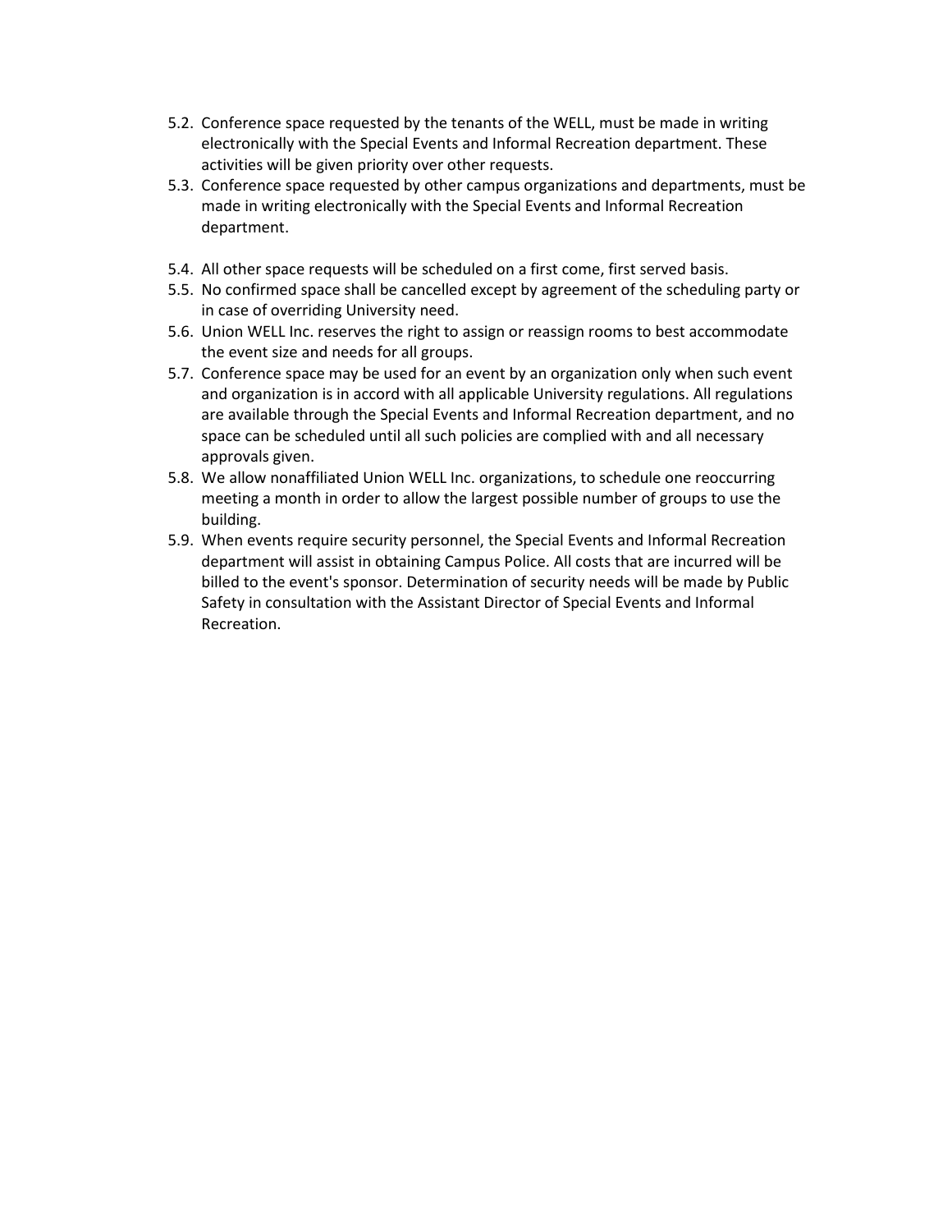5.2. Conference space requested by the tenants of the WELL, must be made in writing electronically with the Special Events and Informal Recreation department. These activities will be given priority over other requests.

5.3. Conference space requested by other campus organizations and departments, must be made in writing electronically with the Special Events and Informal Recreation department.

5.4. All other space requests will be scheduled on a first come, first served basis.

5.5. No confirmed space shall be cancelled except by agreement of the scheduling party or in case of overriding University need.

5.6. Union WELL Inc. reserves the right to assign or reassign rooms to best accommodate the event size and needs for all groups.

5.7. Conference space may be used for an event by an organization only when such event and organization is in accord with all applicable University regulations. All regulations are available through the Special Events and Informal Recreation department, and no space can be scheduled until all such policies are complied with and all necessary approvals given.

5.8. We allow nonaffiliated Union WELL Inc. organizations, to schedule one reoccurring meeting a month in order to allow the largest possible number of groups to use the building.

5.9. When events require security personnel, the Special Events and Informal Recreation department will assist in obtaining Campus Police. All costs that are incurred will be billed to the event's sponsor. Determination of security needs will be made by Public Safety in consultation with the Assistant Director of Special Events and Informal Recreation.